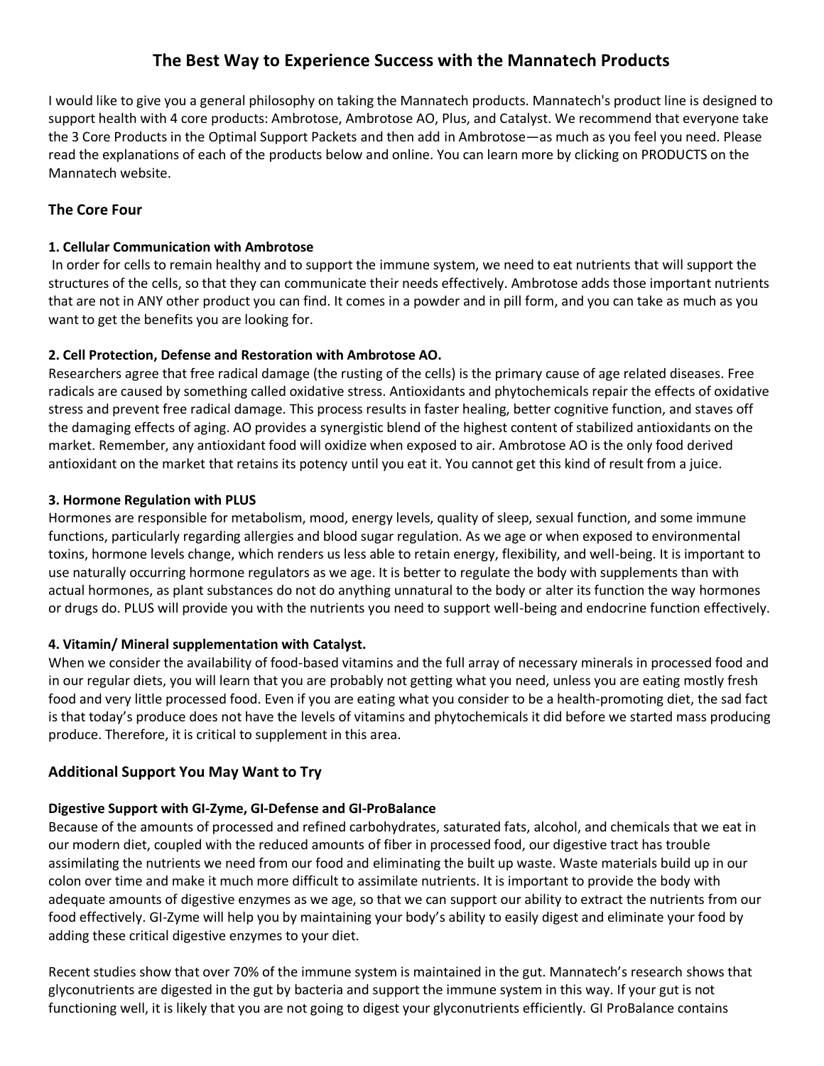# The Best Way to Experience Success with the Mannatech Products

I would like to give you a general philosophy on taking the Mannatech products. Mannatech's product line is designed to support health with 4 core products: Ambrotose, Ambrotose AO, Plus, and Catalyst. We recommend that everyone take the 3 Core Products in the Optimal Support Packets and then add in Ambrotose—as much as you feel you need. Please read the explanations of each of the products below and online. You can learn more by clicking on PRODUCTS on the Mannatech website.

## The Core Four

### 1. Cellular Communication with Ambrotose

In order for cells to remain healthy and to support the immune system, we need to eat nutrients that will support the structures of the cells, so that they can communicate their needs effectively. Ambrotose adds those important nutrients that are not in ANY other product you can find. It comes in a powder and in pill form, and you can take as much as you want to get the benefits you are looking for.

### 2. Cell Protection, Defense and Restoration with Ambrotose AO.

Researchers agree that free radical damage (the rusting of the cells) is the primary cause of age related diseases. Free radicals are caused by something called oxidative stress. Antioxidants and phytochemicals repair the effects of oxidative stress and prevent free radical damage. This process results in faster healing, better cognitive function, and staves off the damaging effects of aging. AO provides a synergistic blend of the highest content of stabilized antioxidants on the market. Remember, any antioxidant food will oxidize when exposed to air. Ambrotose AO is the only food derived antioxidant on the market that retains its potency until you eat it. You cannot get this kind of result from a juice.

### 3. Hormone Regulation with PLUS

Hormones are responsible for metabolism, mood, energy levels, quality of sleep, sexual function, and some immune functions, particularly regarding allergies and blood sugar regulation. As we age or when exposed to environmental toxins, hormone levels change, which renders us less able to retain energy, flexibility, and well-being. It is important to use naturally occurring hormone regulators as we age. It is better to regulate the body with supplements than with actual hormones, as plant substances do not do anything unnatural to the body or alter its function the way hormones or drugs do. PLUS will provide you with the nutrients you need to support well-being and endocrine function effectively.

### 4. Vitamin/ Mineral supplementation with Catalyst.

When we consider the availability of food-based vitamins and the full array of necessary minerals in processed food and in our regular diets, you will learn that you are probably not getting what you need, unless you are eating mostly fresh food and very little processed food. Even if you are eating what you consider to be a health-promoting diet, the sad fact is that today's produce does not have the levels of vitamins and phytochemicals it did before we started mass producing produce. Therefore, it is critical to supplement in this area.

## Additional Support You May Want to Try

### Digestive Support with GI-Zyme, GI-Defense and GI-ProBalance

Because of the amounts of processed and refined carbohydrates, saturated fats, alcohol, and chemicals that we eat in our modern diet, coupled with the reduced amounts of fiber in processed food, our digestive tract has trouble assimilating the nutrients we need from our food and eliminating the built up waste. Waste materials build up in our colon over time and make it much more difficult to assimilate nutrients. It is important to provide the body with adequate amounts of digestive enzymes as we age, so that we can support our ability to extract the nutrients from our food effectively. GI-Zyme will help you by maintaining your body's ability to easily digest and eliminate your food by adding these critical digestive enzymes to your diet.

Recent studies show that over 70% of the immune system is maintained in the gut. Mannatech's research shows that glyconutrients are digested in the gut by bacteria and support the immune system in this way. If your gut is not functioning well, it is likely that you are not going to digest your glyconutrients efficiently. GI ProBalance contains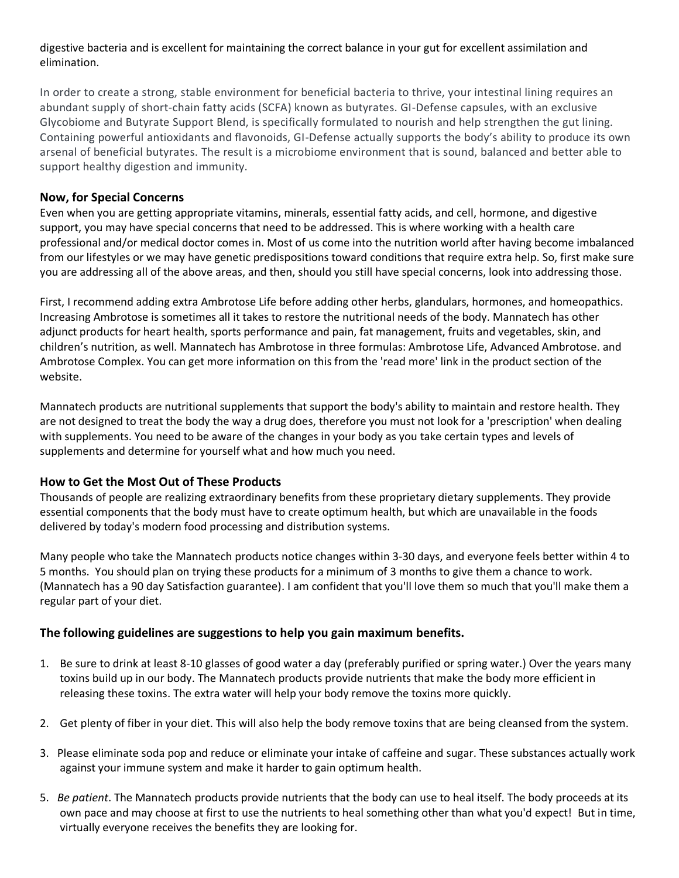digestive bacteria and is excellent for maintaining the correct balance in your gut for excellent assimilation and elimination.

In order to create a strong, stable environment for beneficial bacteria to thrive, your intestinal lining requires an abundant supply of short-chain fatty acids (SCFA) known as butyrates. GI-Defense capsules, with an exclusive Glycobiome and Butyrate Support Blend, is specifically formulated to nourish and help strengthen the gut lining. Containing powerful antioxidants and flavonoids, GI-Defense actually supports the body's ability to produce its own arsenal of beneficial butyrates. The result is a microbiome environment that is sound, balanced and better able to support healthy digestion and immunity.

### Now, for Special Concerns

Even when you are getting appropriate vitamins, minerals, essential fatty acids, and cell, hormone, and digestive support, you may have special concerns that need to be addressed. This is where working with a health care professional and/or medical doctor comes in. Most of us come into the nutrition world after having become imbalanced from our lifestyles or we may have genetic predispositions toward conditions that require extra help. So, first make sure you are addressing all of the above areas, and then, should you still have special concerns, look into addressing those.

First, I recommend adding extra Ambrotose Life before adding other herbs, glandulars, hormones, and homeopathics. Increasing Ambrotose is sometimes all it takes to restore the nutritional needs of the body. Mannatech has other adjunct products for heart health, sports performance and pain, fat management, fruits and vegetables, skin, and children's nutrition, as well. Mannatech has Ambrotose in three formulas: Ambrotose Life, Advanced Ambrotose. and Ambrotose Complex. You can get more information on this from the 'read more' link in the product section of the website.

Mannatech products are nutritional supplements that support the body's ability to maintain and restore health. They are not designed to treat the body the way a drug does, therefore you must not look for a 'prescription' when dealing with supplements. You need to be aware of the changes in your body as you take certain types and levels of supplements and determine for yourself what and how much you need.

### How to Get the Most Out of These Products

Thousands of people are realizing extraordinary benefits from these proprietary dietary supplements. They provide essential components that the body must have to create optimum health, but which are unavailable in the foods delivered by today's modern food processing and distribution systems.

Many people who take the Mannatech products notice changes within 3-30 days, and everyone feels better within 4 to 5 months. You should plan on trying these products for a minimum of 3 months to give them a chance to work. (Mannatech has a 90 day Satisfaction guarantee). I am confident that you'll love them so much that you'll make them a regular part of your diet.

### The following guidelines are suggestions to help you gain maximum benefits.

1. Be sure to drink at least 8-10 glasses of good water a day (preferably purified or spring water.) Over the years many toxins build up in our body. The Mannatech products provide nutrients that make the body more efficient in releasing these toxins. The extra water will help your body remove the toxins more quickly.

2. Get plenty of fiber in your diet. This will also help the body remove toxins that are being cleansed from the system.

3. Please eliminate soda pop and reduce or eliminate your intake of caffeine and sugar. These substances actually work against your immune system and make it harder to gain optimum health.

5. *Be patient*. The Mannatech products provide nutrients that the body can use to heal itself. The body proceeds at its own pace and may choose at first to use the nutrients to heal something other than what you'd expect! But in time, virtually everyone receives the benefits they are looking for.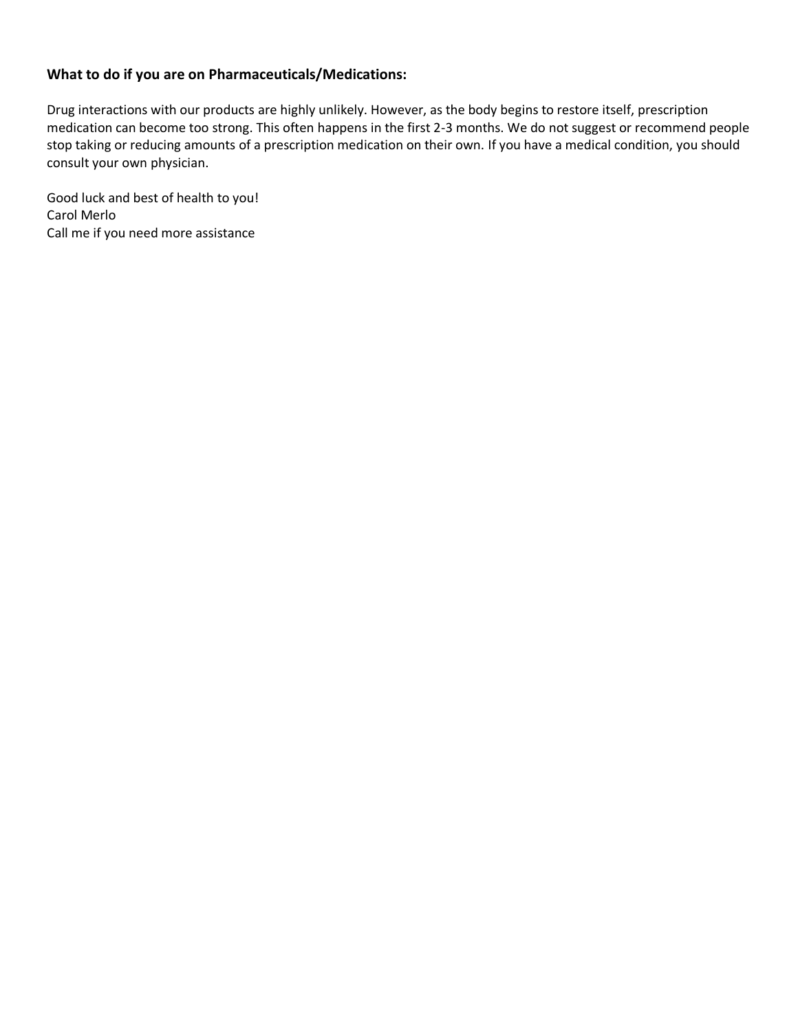**What to do if you are on Pharmaceuticals/Medications:**

Drug interactions with our products are highly unlikely. However, as the body begins to restore itself, prescription medication can become too strong. This often happens in the first 2-3 months. We do not suggest or recommend people stop taking or reducing amounts of a prescription medication on their own. If you have a medical condition, you should consult your own physician.

Good luck and best of health to you!
Carol Merlo
Call me if you need more assistance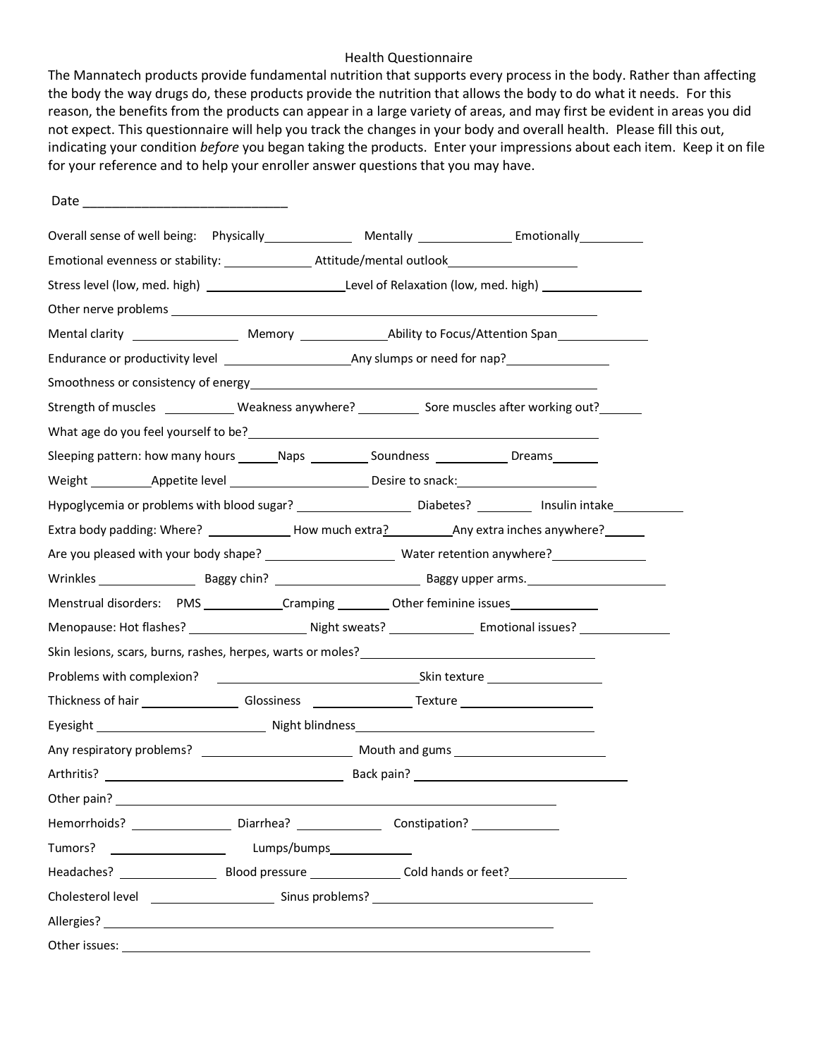# Health Questionnaire

The Mannatech products provide fundamental nutrition that supports every process in the body. Rather than affecting the body the way drugs do, these products provide the nutrition that allows the body to do what it needs. For this reason, the benefits from the products can appear in a large variety of areas, and may first be evident in areas you did not expect. This questionnaire will help you track the changes in your body and overall health. Please fill this out, indicating your condition *before* you began taking the products. Enter your impressions about each item. Keep it on file for your reference and to help your enroller answer questions that you may have.

Date ____________________________

Overall sense of well being: Physically _____________ Mentally ______________ Emotionally __________

Emotional evenness or stability: _____________ Attitude/mental outlook ___________________

Stress level (low, med. high) _____________________ Level of Relaxation (low, med. high) _______________

Other nerve problems ____________________________________________________________

Mental clarity ________________ Memory ______________ Ability to Focus/Attention Span ______________

Endurance or productivity level ___________________ Any slumps or need for nap? ________________

Smoothness or consistency of energy _____________________________________________________

Strength of muscles ___________ Weakness anywhere? __________ Sore muscles after working out? _______

What age do you feel yourself to be? _____________________________________________________

Sleeping pattern: how many hours ______ Naps _________ Soundness ___________ Dreams _______

Weight _________ Appetite level ____________________ Desire to snack: ____________________

Hypoglycemia or problems with blood sugar? _________________ Diabetes? ________ Insulin intake ___________

Extra body padding: Where? _____________ How much extra? __________ Any extra inches anywhere? ______

Are you pleased with your body shape? ___________________ Water retention anywhere? _______________

Wrinkles ______________ Baggy chin? _____________________ Baggy upper arms. ____________________

Menstrual disorders: PMS ____________ Cramping ________ Other feminine issues _____________

Menopause: Hot flashes? __________________ Night sweats? ____________ Emotional issues? _____________

Skin lesions, scars, burns, rashes, herpes, warts or moles? ________________________________

Problems with complexion? ______________________________ Skin texture _________________

Thickness of hair ______________ Glossiness ______________ Texture ____________________

Eyesight _________________________ Night blindness __________________________________

Any respiratory problems? _______________________ Mouth and gums _______________________

Arthritis? ____________________________________ Back pain? ____________________________

Other pain? ____________________________________________________________________

Hemorrhoids? _______________ Diarrhea? _____________ Constipation? _____________

Tumors? ________________ Lumps/bumps _____________

Headaches? ______________ Blood pressure _____________ Cold hands or feet? __________________

Cholesterol level __________________ Sinus problems? ______________________________

Allergies? _____________________________________________________________________

Other issues: ___________________________________________________________________